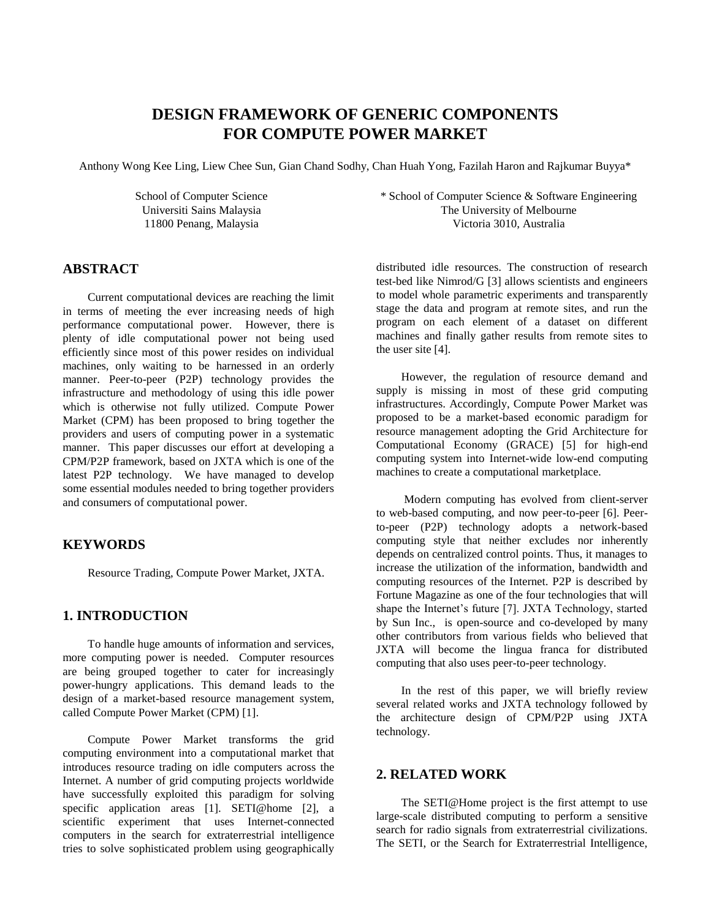# DESIGN FRAMEWORK OF GENERIC COMPONENTS FOR COMPUTE POWER MARKET

Anthony Wong Kee Ling, Liew Chee Sun, Gian Chand Sodhy, Chan Huah Yong, Fazilah Haron and Rajkumar Buyya*

School of Computer Science
Universiti Sains Malaysia
11800 Penang, Malaysia

* School of Computer Science & Software Engineering
The University of Melbourne
Victoria 3010, Australia

## ABSTRACT

Current computational devices are reaching the limit in terms of meeting the ever increasing needs of high performance computational power. However, there is plenty of idle computational power not being used efficiently since most of this power resides on individual machines, only waiting to be harnessed in an orderly manner. Peer-to-peer (P2P) technology provides the infrastructure and methodology of using this idle power which is otherwise not fully utilized. Compute Power Market (CPM) has been proposed to bring together the providers and users of computing power in a systematic manner. This paper discusses our effort at developing a CPM/P2P framework, based on JXTA which is one of the latest P2P technology. We have managed to develop some essential modules needed to bring together providers and consumers of computational power.

## KEYWORDS

Resource Trading, Compute Power Market, JXTA.

## 1. INTRODUCTION

To handle huge amounts of information and services, more computing power is needed. Computer resources are being grouped together to cater for increasingly power-hungry applications. This demand leads to the design of a market-based resource management system, called Compute Power Market (CPM) [1].

Compute Power Market transforms the grid computing environment into a computational market that introduces resource trading on idle computers across the Internet. A number of grid computing projects worldwide have successfully exploited this paradigm for solving specific application areas [1]. SETI@home [2], a scientific experiment that uses Internet-connected computers in the search for extraterrestrial intelligence tries to solve sophisticated problem using geographically distributed idle resources. The construction of research test-bed like Nimrod/G [3] allows scientists and engineers to model whole parametric experiments and transparently stage the data and program at remote sites, and run the program on each element of a dataset on different machines and finally gather results from remote sites to the user site [4].

However, the regulation of resource demand and supply is missing in most of these grid computing infrastructures. Accordingly, Compute Power Market was proposed to be a market-based economic paradigm for resource management adopting the Grid Architecture for Computational Economy (GRACE) [5] for high-end computing system into Internet-wide low-end computing machines to create a computational marketplace.

Modern computing has evolved from client-server to web-based computing, and now peer-to-peer [6]. Peer-to-peer (P2P) technology adopts a network-based computing style that neither excludes nor inherently depends on centralized control points. Thus, it manages to increase the utilization of the information, bandwidth and computing resources of the Internet. P2P is described by Fortune Magazine as one of the four technologies that will shape the Internet's future [7]. JXTA Technology, started by Sun Inc., is open-source and co-developed by many other contributors from various fields who believed that JXTA will become the lingua franca for distributed computing that also uses peer-to-peer technology.

In the rest of this paper, we will briefly review several related works and JXTA technology followed by the architecture design of CPM/P2P using JXTA technology.

## 2. RELATED WORK

The SETI@Home project is the first attempt to use large-scale distributed computing to perform a sensitive search for radio signals from extraterrestrial civilizations. The SETI, or the Search for Extraterrestrial Intelligence,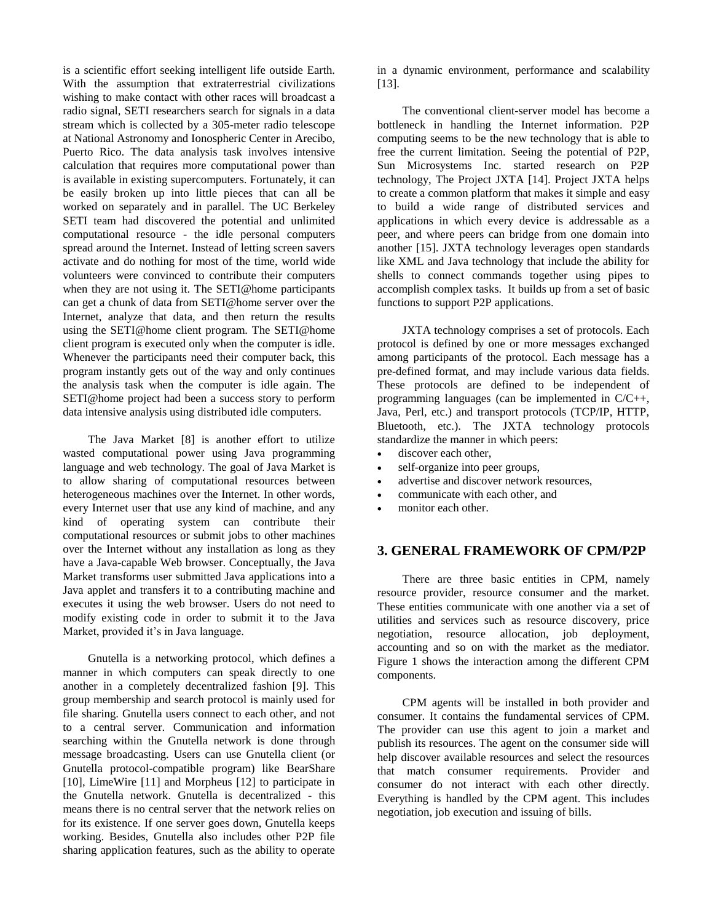is a scientific effort seeking intelligent life outside Earth. With the assumption that extraterrestrial civilizations wishing to make contact with other races will broadcast a radio signal, SETI researchers search for signals in a data stream which is collected by a 305-meter radio telescope at National Astronomy and Ionospheric Center in Arecibo, Puerto Rico. The data analysis task involves intensive calculation that requires more computational power than is available in existing supercomputers. Fortunately, it can be easily broken up into little pieces that can all be worked on separately and in parallel. The UC Berkeley SETI team had discovered the potential and unlimited computational resource - the idle personal computers spread around the Internet. Instead of letting screen savers activate and do nothing for most of the time, world wide volunteers were convinced to contribute their computers when they are not using it. The SETI@home participants can get a chunk of data from SETI@home server over the Internet, analyze that data, and then return the results using the SETI@home client program. The SETI@home client program is executed only when the computer is idle. Whenever the participants need their computer back, this program instantly gets out of the way and only continues the analysis task when the computer is idle again. The SETI@home project had been a success story to perform data intensive analysis using distributed idle computers.

The Java Market [8] is another effort to utilize wasted computational power using Java programming language and web technology. The goal of Java Market is to allow sharing of computational resources between heterogeneous machines over the Internet. In other words, every Internet user that use any kind of machine, and any kind of operating system can contribute their computational resources or submit jobs to other machines over the Internet without any installation as long as they have a Java-capable Web browser. Conceptually, the Java Market transforms user submitted Java applications into a Java applet and transfers it to a contributing machine and executes it using the web browser. Users do not need to modify existing code in order to submit it to the Java Market, provided it's in Java language.

Gnutella is a networking protocol, which defines a manner in which computers can speak directly to one another in a completely decentralized fashion [9]. This group membership and search protocol is mainly used for file sharing. Gnutella users connect to each other, and not to a central server. Communication and information searching within the Gnutella network is done through message broadcasting. Users can use Gnutella client (or Gnutella protocol-compatible program) like BearShare [10], LimeWire [11] and Morpheus [12] to participate in the Gnutella network. Gnutella is decentralized - this means there is no central server that the network relies on for its existence. If one server goes down, Gnutella keeps working. Besides, Gnutella also includes other P2P file sharing application features, such as the ability to operate in a dynamic environment, performance and scalability [13].

The conventional client-server model has become a bottleneck in handling the Internet information. P2P computing seems to be the new technology that is able to free the current limitation. Seeing the potential of P2P, Sun Microsystems Inc. started research on P2P technology, The Project JXTA [14]. Project JXTA helps to create a common platform that makes it simple and easy to build a wide range of distributed services and applications in which every device is addressable as a peer, and where peers can bridge from one domain into another [15]. JXTA technology leverages open standards like XML and Java technology that include the ability for shells to connect commands together using pipes to accomplish complex tasks. It builds up from a set of basic functions to support P2P applications.

JXTA technology comprises a set of protocols. Each protocol is defined by one or more messages exchanged among participants of the protocol. Each message has a pre-defined format, and may include various data fields. These protocols are defined to be independent of programming languages (can be implemented in C/C++, Java, Perl, etc.) and transport protocols (TCP/IP, HTTP, Bluetooth, etc.). The JXTA technology protocols standardize the manner in which peers:

- discover each other,
- self-organize into peer groups,
- advertise and discover network resources,
- communicate with each other, and
- monitor each other.

## 3. GENERAL FRAMEWORK OF CPM/P2P

There are three basic entities in CPM, namely resource provider, resource consumer and the market. These entities communicate with one another via a set of utilities and services such as resource discovery, price negotiation, resource allocation, job deployment, accounting and so on with the market as the mediator. Figure 1 shows the interaction among the different CPM components.

CPM agents will be installed in both provider and consumer. It contains the fundamental services of CPM. The provider can use this agent to join a market and publish its resources. The agent on the consumer side will help discover available resources and select the resources that match consumer requirements. Provider and consumer do not interact with each other directly. Everything is handled by the CPM agent. This includes negotiation, job execution and issuing of bills.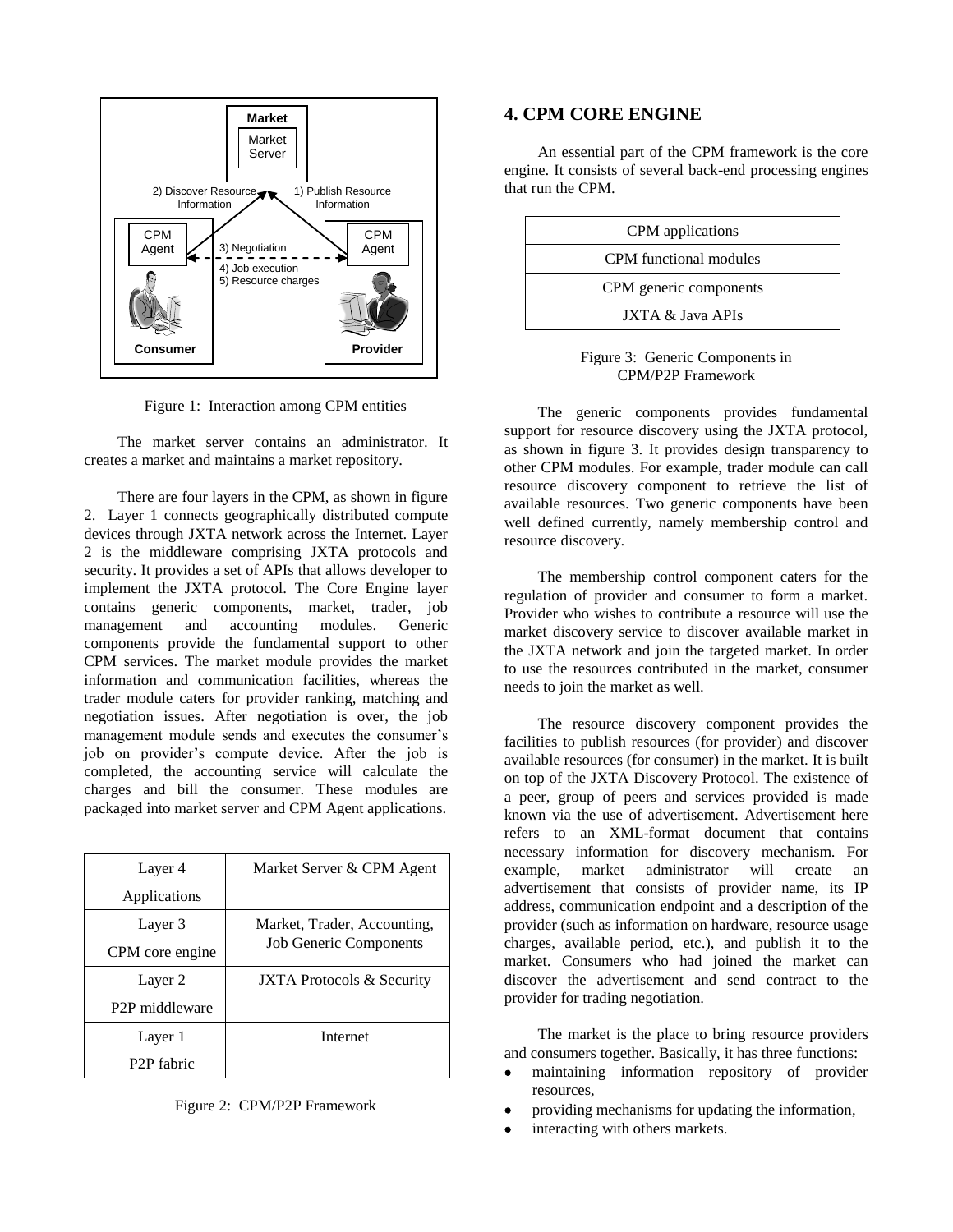Market

Market Server

2) Discover Resource Information

1) Publish Resource Information

CPM Agent

3) Negotiation

CPM Agent

4) Job execution

5) Resource charges

Consumer

Provider

Figure 1: Interaction among CPM entities

The market server contains an administrator. It creates a market and maintains a market repository.

There are four layers in the CPM, as shown in figure 2. Layer 1 connects geographically distributed compute devices through JXTA network across the Internet. Layer 2 is the middleware comprising JXTA protocols and security. It provides a set of APIs that allows developer to implement the JXTA protocol. The Core Engine layer contains generic components, market, trader, job management and accounting modules. Generic components provide the fundamental support to other CPM services. The market module provides the market information and communication facilities, whereas the trader module caters for provider ranking, matching and negotiation issues. After negotiation is over, the job management module sends and executes the consumer's job on provider's compute device. After the job is completed, the accounting service will calculate the charges and bill the consumer. These modules are packaged into market server and CPM Agent applications.

| | |
|---|---|
| Layer 4<br>Applications | Market Server & CPM Agent |
| Layer 3<br>CPM core engine | Market, Trader, Accounting, Job Generic Components |
| Layer 2<br>P2P middleware | JXTA Protocols & Security |
| Layer 1<br>P2P fabric | Internet |

Figure 2: CPM/P2P Framework

## 4. CPM CORE ENGINE

An essential part of the CPM framework is the core engine. It consists of several back-end processing engines that run the CPM.

| |
|---|
| CPM applications |
| CPM functional modules |
| CPM generic components |
| JXTA & Java APIs |

Figure 3: Generic Components in CPM/P2P Framework

The generic components provides fundamental support for resource discovery using the JXTA protocol, as shown in figure 3. It provides design transparency to other CPM modules. For example, trader module can call resource discovery component to retrieve the list of available resources. Two generic components have been well defined currently, namely membership control and resource discovery.

The membership control component caters for the regulation of provider and consumer to form a market. Provider who wishes to contribute a resource will use the market discovery service to discover available market in the JXTA network and join the targeted market. In order to use the resources contributed in the market, consumer needs to join the market as well.

The resource discovery component provides the facilities to publish resources (for provider) and discover available resources (for consumer) in the market. It is built on top of the JXTA Discovery Protocol. The existence of a peer, group of peers and services provided is made known via the use of advertisement. Advertisement here refers to an XML-format document that contains necessary information for discovery mechanism. For example, market administrator will create an advertisement that consists of provider name, its IP address, communication endpoint and a description of the provider (such as information on hardware, resource usage charges, available period, etc.), and publish it to the market. Consumers who had joined the market can discover the advertisement and send contract to the provider for trading negotiation.

The market is the place to bring resource providers and consumers together. Basically, it has three functions:

- maintaining information repository of provider resources,
- providing mechanisms for updating the information,
- interacting with others markets.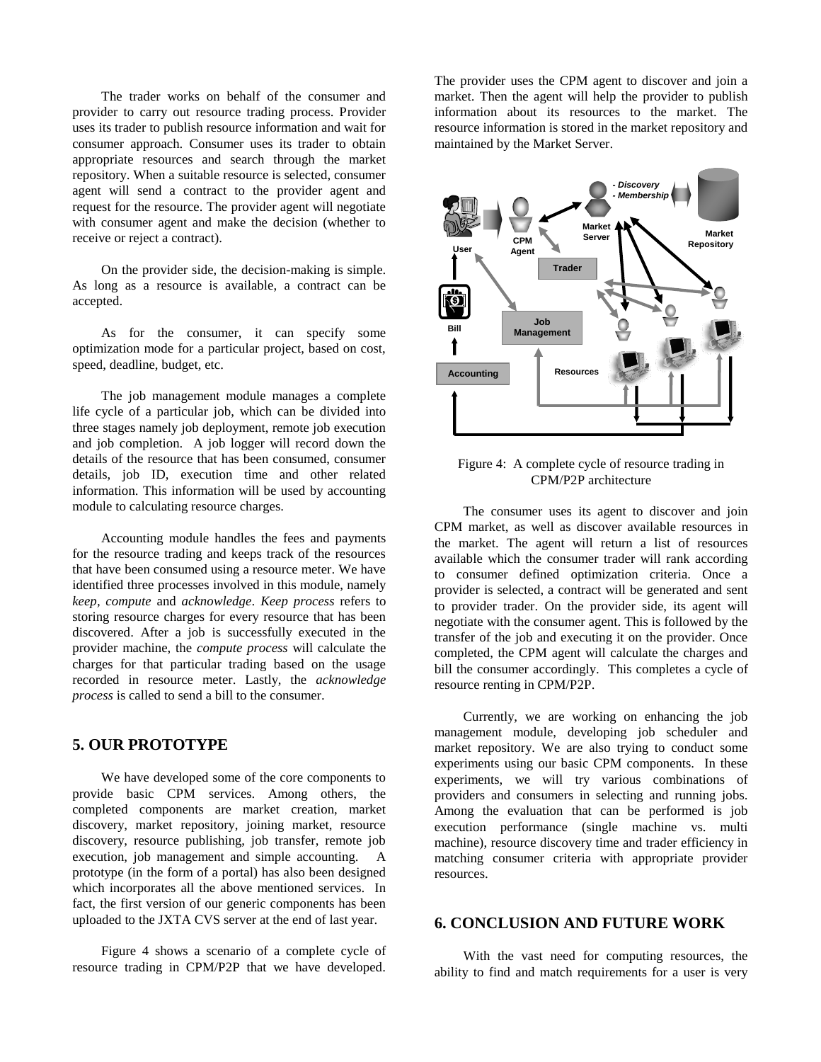The trader works on behalf of the consumer and provider to carry out resource trading process. Provider uses its trader to publish resource information and wait for consumer approach. Consumer uses its trader to obtain appropriate resources and search through the market repository. When a suitable resource is selected, consumer agent will send a contract to the provider agent and request for the resource. The provider agent will negotiate with consumer agent and make the decision (whether to receive or reject a contract).

On the provider side, the decision-making is simple. As long as a resource is available, a contract can be accepted.

As for the consumer, it can specify some optimization mode for a particular project, based on cost, speed, deadline, budget, etc.

The job management module manages a complete life cycle of a particular job, which can be divided into three stages namely job deployment, remote job execution and job completion. A job logger will record down the details of the resource that has been consumed, consumer details, job ID, execution time and other related information. This information will be used by accounting module to calculating resource charges.

Accounting module handles the fees and payments for the resource trading and keeps track of the resources that have been consumed using a resource meter. We have identified three processes involved in this module, namely *keep*, *compute* and *acknowledge*. *Keep process* refers to storing resource charges for every resource that has been discovered. After a job is successfully executed in the provider machine, the *compute process* will calculate the charges for that particular trading based on the usage recorded in resource meter. Lastly, the *acknowledge process* is called to send a bill to the consumer.

## 5. OUR PROTOTYPE

We have developed some of the core components to provide basic CPM services. Among others, the completed components are market creation, market discovery, market repository, joining market, resource discovery, resource publishing, job transfer, remote job execution, job management and simple accounting. A prototype (in the form of a portal) has also been designed which incorporates all the above mentioned services. In fact, the first version of our generic components has been uploaded to the JXTA CVS server at the end of last year.

Figure 4 shows a scenario of a complete cycle of resource trading in CPM/P2P that we have developed. The provider uses the CPM agent to discover and join a market. Then the agent will help the provider to publish information about its resources to the market. The resource information is stored in the market repository and maintained by the Market Server.

- Discovery
- Membership

Market Server

Market Repository

CPM Agent

User

Trader

Bill

Job Management

Accounting

Resources

Figure 4: A complete cycle of resource trading in CPM/P2P architecture

The consumer uses its agent to discover and join CPM market, as well as discover available resources in the market. The agent will return a list of resources available which the consumer trader will rank according to consumer defined optimization criteria. Once a provider is selected, a contract will be generated and sent to provider trader. On the provider side, its agent will negotiate with the consumer agent. This is followed by the transfer of the job and executing it on the provider. Once completed, the CPM agent will calculate the charges and bill the consumer accordingly. This completes a cycle of resource renting in CPM/P2P.

Currently, we are working on enhancing the job management module, developing job scheduler and market repository. We are also trying to conduct some experiments using our basic CPM components. In these experiments, we will try various combinations of providers and consumers in selecting and running jobs. Among the evaluation that can be performed is job execution performance (single machine vs. multi machine), resource discovery time and trader efficiency in matching consumer criteria with appropriate provider resources.

## 6. CONCLUSION AND FUTURE WORK

With the vast need for computing resources, the ability to find and match requirements for a user is very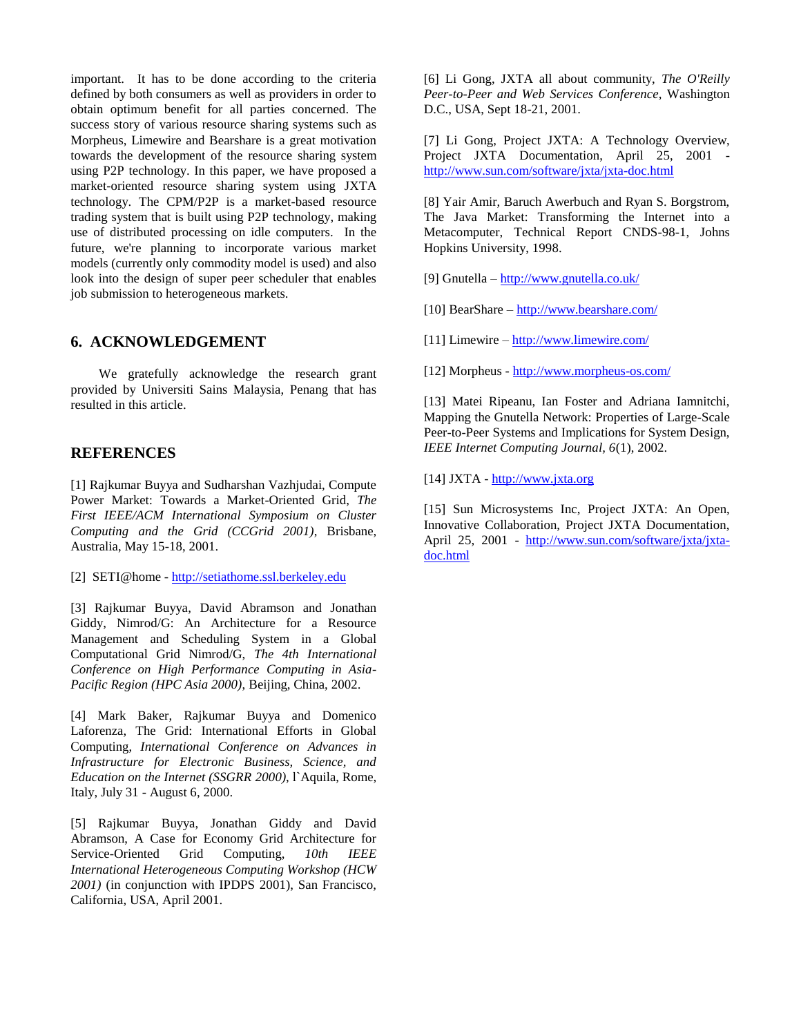important. It has to be done according to the criteria defined by both consumers as well as providers in order to obtain optimum benefit for all parties concerned. The success story of various resource sharing systems such as Morpheus, Limewire and Bearshare is a great motivation towards the development of the resource sharing system using P2P technology. In this paper, we have proposed a market-oriented resource sharing system using JXTA technology. The CPM/P2P is a market-based resource trading system that is built using P2P technology, making use of distributed processing on idle computers. In the future, we're planning to incorporate various market models (currently only commodity model is used) and also look into the design of super peer scheduler that enables job submission to heterogeneous markets.

## 6. ACKNOWLEDGEMENT

We gratefully acknowledge the research grant provided by Universiti Sains Malaysia, Penang that has resulted in this article.

## REFERENCES

[1] Rajkumar Buyya and Sudharshan Vazhjudai, Compute Power Market: Towards a Market-Oriented Grid, *The First IEEE/ACM International Symposium on Cluster Computing and the Grid (CCGrid 2001)*, Brisbane, Australia, May 15-18, 2001.

[2] SETI@home - http://setiathome.ssl.berkeley.edu

[3] Rajkumar Buyya, David Abramson and Jonathan Giddy, Nimrod/G: An Architecture for a Resource Management and Scheduling System in a Global Computational Grid Nimrod/G, *The 4th International Conference on High Performance Computing in Asia-Pacific Region (HPC Asia 2000)*, Beijing, China, 2002.

[4] Mark Baker, Rajkumar Buyya and Domenico Laforenza, The Grid: International Efforts in Global Computing, *International Conference on Advances in Infrastructure for Electronic Business, Science, and Education on the Internet (SSGRR 2000)*, l`Aquila, Rome, Italy, July 31 - August 6, 2000.

[5] Rajkumar Buyya, Jonathan Giddy and David Abramson, A Case for Economy Grid Architecture for Service-Oriented Grid Computing, *10th IEEE International Heterogeneous Computing Workshop (HCW 2001)* (in conjunction with IPDPS 2001), San Francisco, California, USA, April 2001.

[6] Li Gong, JXTA all about community, *The O'Reilly Peer-to-Peer and Web Services Conference*, Washington D.C., USA, Sept 18-21, 2001.

[7] Li Gong, Project JXTA: A Technology Overview, Project JXTA Documentation, April 25, 2001 - http://www.sun.com/software/jxta/jxta-doc.html

[8] Yair Amir, Baruch Awerbuch and Ryan S. Borgstrom, The Java Market: Transforming the Internet into a Metacomputer, Technical Report CNDS-98-1, Johns Hopkins University, 1998.

[9] Gnutella – http://www.gnutella.co.uk/

[10] BearShare – http://www.bearshare.com/

[11] Limewire – http://www.limewire.com/

[12] Morpheus - http://www.morpheus-os.com/

[13] Matei Ripeanu, Ian Foster and Adriana Iamnitchi, Mapping the Gnutella Network: Properties of Large-Scale Peer-to-Peer Systems and Implications for System Design, *IEEE Internet Computing Journal, 6*(1), 2002.

[14] JXTA - http://www.jxta.org

[15] Sun Microsystems Inc, Project JXTA: An Open, Innovative Collaboration, Project JXTA Documentation, April 25, 2001 - http://www.sun.com/software/jxta/jxta-doc.html